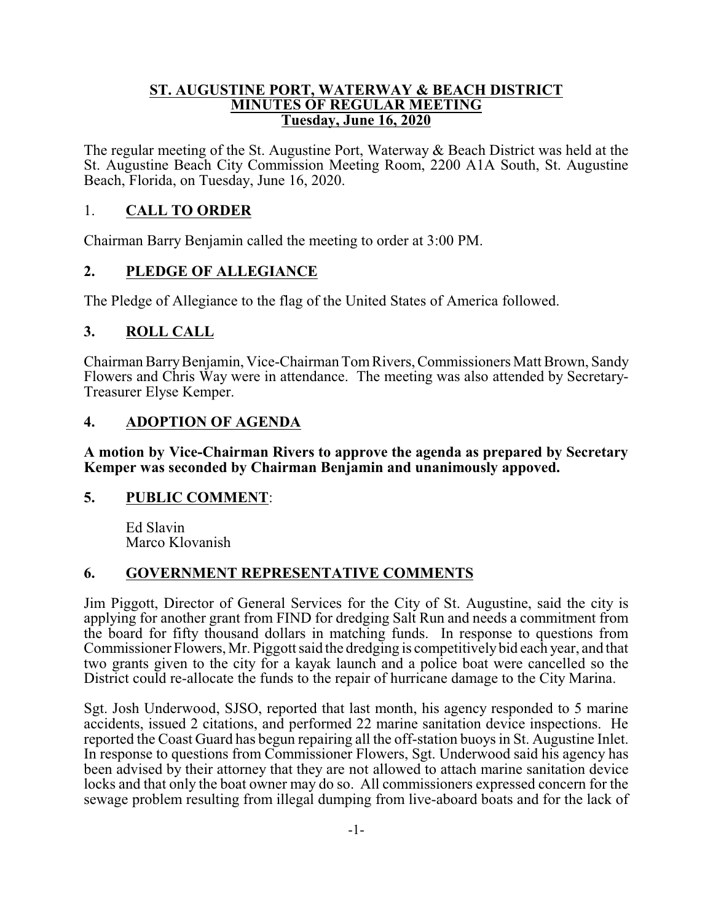# ST. AUGUSTINE PORT, WATERWAY & BEACH DISTRICT
## MINUTES OF REGULAR MEETING
### Tuesday, June 16, 2020

The regular meeting of the St. Augustine Port, Waterway & Beach District was held at the St. Augustine Beach City Commission Meeting Room, 2200 A1A South, St. Augustine Beach, Florida, on Tuesday, June 16, 2020.

## 1. CALL TO ORDER

Chairman Barry Benjamin called the meeting to order at 3:00 PM.

## 2. PLEDGE OF ALLEGIANCE

The Pledge of Allegiance to the flag of the United States of America followed.

## 3. ROLL CALL

Chairman Barry Benjamin, Vice-Chairman Tom Rivers, Commissioners Matt Brown, Sandy Flowers and Chris Way were in attendance. The meeting was also attended by Secretary-Treasurer Elyse Kemper.

## 4. ADOPTION OF AGENDA

**A motion by Vice-Chairman Rivers to approve the agenda as prepared by Secretary Kemper was seconded by Chairman Benjamin and unanimously appoved.**

## 5. PUBLIC COMMENT:

Ed Slavin
Marco Klovanish

## 6. GOVERNMENT REPRESENTATIVE COMMENTS

Jim Piggott, Director of General Services for the City of St. Augustine, said the city is applying for another grant from FIND for dredging Salt Run and needs a commitment from the board for fifty thousand dollars in matching funds. In response to questions from Commissioner Flowers, Mr. Piggott said the dredging is competitively bid each year, and that two grants given to the city for a kayak launch and a police boat were cancelled so the District could re-allocate the funds to the repair of hurricane damage to the City Marina.

Sgt. Josh Underwood, SJSO, reported that last month, his agency responded to 5 marine accidents, issued 2 citations, and performed 22 marine sanitation device inspections. He reported the Coast Guard has begun repairing all the off-station buoys in St. Augustine Inlet. In response to questions from Commissioner Flowers, Sgt. Underwood said his agency has been advised by their attorney that they are not allowed to attach marine sanitation device locks and that only the boat owner may do so. All commissioners expressed concern for the sewage problem resulting from illegal dumping from live-aboard boats and for the lack of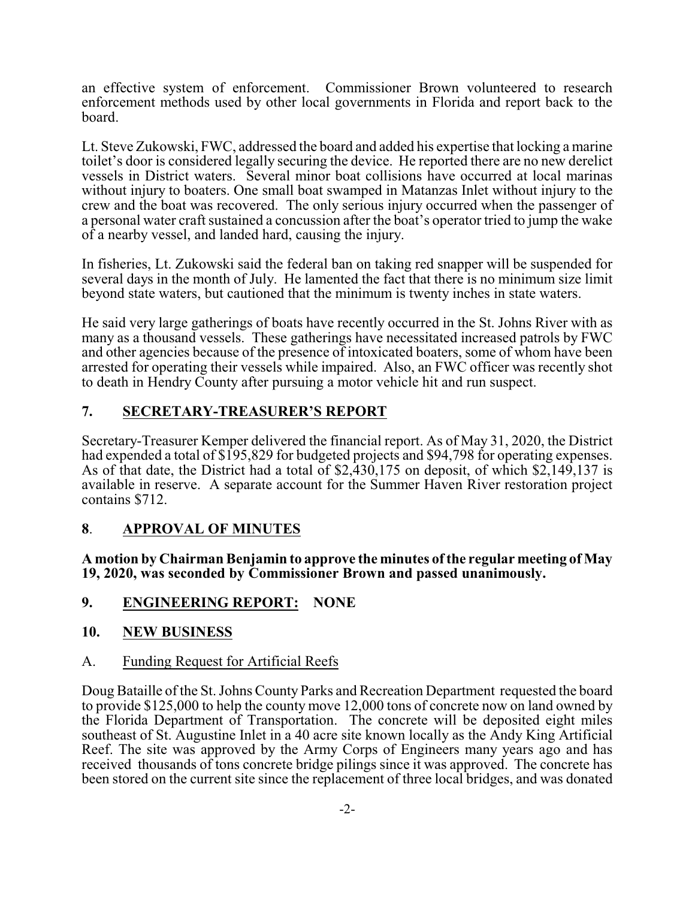an effective system of enforcement. Commissioner Brown volunteered to research enforcement methods used by other local governments in Florida and report back to the board.

Lt. Steve Zukowski, FWC, addressed the board and added his expertise that locking a marine toilet's door is considered legally securing the device. He reported there are no new derelict vessels in District waters. Several minor boat collisions have occurred at local marinas without injury to boaters. One small boat swamped in Matanzas Inlet without injury to the crew and the boat was recovered. The only serious injury occurred when the passenger of a personal water craft sustained a concussion after the boat's operator tried to jump the wake of a nearby vessel, and landed hard, causing the injury.

In fisheries, Lt. Zukowski said the federal ban on taking red snapper will be suspended for several days in the month of July. He lamented the fact that there is no minimum size limit beyond state waters, but cautioned that the minimum is twenty inches in state waters.

He said very large gatherings of boats have recently occurred in the St. Johns River with as many as a thousand vessels. These gatherings have necessitated increased patrols by FWC and other agencies because of the presence of intoxicated boaters, some of whom have been arrested for operating their vessels while impaired. Also, an FWC officer was recently shot to death in Hendry County after pursuing a motor vehicle hit and run suspect.

## 7. SECRETARY-TREASURER'S REPORT

Secretary-Treasurer Kemper delivered the financial report. As of May 31, 2020, the District had expended a total of $195,829 for budgeted projects and $94,798 for operating expenses. As of that date, the District had a total of $2,430,175 on deposit, of which $2,149,137 is available in reserve. A separate account for the Summer Haven River restoration project contains $712.

## 8. APPROVAL OF MINUTES

**A motion by Chairman Benjamin to approve the minutes of the regular meeting of May 19, 2020, was seconded by Commissioner Brown and passed unanimously.**

## 9. ENGINEERING REPORT: NONE

## 10. NEW BUSINESS

### A. Funding Request for Artificial Reefs

Doug Bataille of the St. Johns County Parks and Recreation Department requested the board to provide $125,000 to help the county move 12,000 tons of concrete now on land owned by the Florida Department of Transportation. The concrete will be deposited eight miles southeast of St. Augustine Inlet in a 40 acre site known locally as the Andy King Artificial Reef. The site was approved by the Army Corps of Engineers many years ago and has received thousands of tons concrete bridge pilings since it was approved. The concrete has been stored on the current site since the replacement of three local bridges, and was donated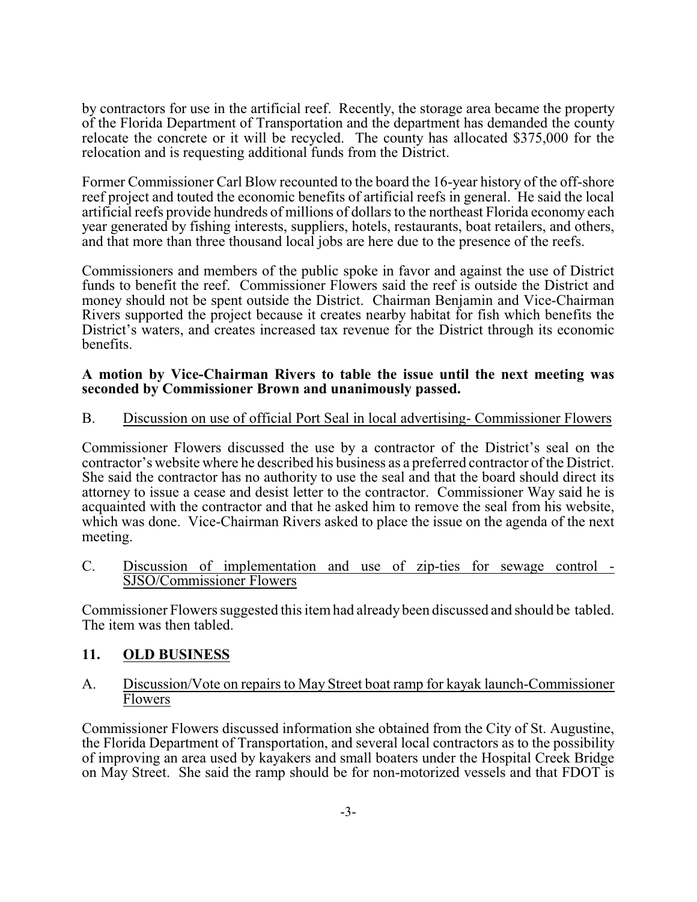by contractors for use in the artificial reef. Recently, the storage area became the property of the Florida Department of Transportation and the department has demanded the county relocate the concrete or it will be recycled. The county has allocated $375,000 for the relocation and is requesting additional funds from the District.

Former Commissioner Carl Blow recounted to the board the 16-year history of the off-shore reef project and touted the economic benefits of artificial reefs in general. He said the local artificial reefs provide hundreds of millions of dollars to the northeast Florida economy each year generated by fishing interests, suppliers, hotels, restaurants, boat retailers, and others, and that more than three thousand local jobs are here due to the presence of the reefs.

Commissioners and members of the public spoke in favor and against the use of District funds to benefit the reef. Commissioner Flowers said the reef is outside the District and money should not be spent outside the District. Chairman Benjamin and Vice-Chairman Rivers supported the project because it creates nearby habitat for fish which benefits the District's waters, and creates increased tax revenue for the District through its economic benefits.

**A motion by Vice-Chairman Rivers to table the issue until the next meeting was seconded by Commissioner Brown and unanimously passed.**

B. Discussion on use of official Port Seal in local advertising- Commissioner Flowers

Commissioner Flowers discussed the use by a contractor of the District's seal on the contractor's website where he described his business as a preferred contractor of the District. She said the contractor has no authority to use the seal and that the board should direct its attorney to issue a cease and desist letter to the contractor. Commissioner Way said he is acquainted with the contractor and that he asked him to remove the seal from his website, which was done. Vice-Chairman Rivers asked to place the issue on the agenda of the next meeting.

C. Discussion of implementation and use of zip-ties for sewage control - SJSO/Commissioner Flowers

Commissioner Flowers suggested this item had already been discussed and should be tabled. The item was then tabled.

## 11. OLD BUSINESS

A. Discussion/Vote on repairs to May Street boat ramp for kayak launch-Commissioner Flowers

Commissioner Flowers discussed information she obtained from the City of St. Augustine, the Florida Department of Transportation, and several local contractors as to the possibility of improving an area used by kayakers and small boaters under the Hospital Creek Bridge on May Street. She said the ramp should be for non-motorized vessels and that FDOT is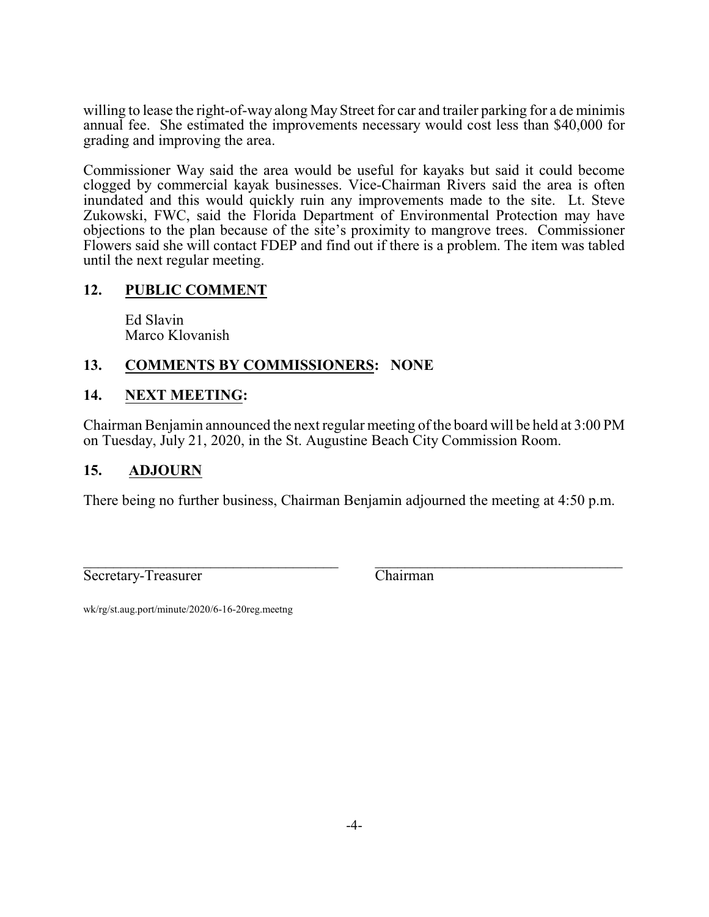willing to lease the right-of-way along May Street for car and trailer parking for a de minimis annual fee. She estimated the improvements necessary would cost less than $40,000 for grading and improving the area.

Commissioner Way said the area would be useful for kayaks but said it could become clogged by commercial kayak businesses. Vice-Chairman Rivers said the area is often inundated and this would quickly ruin any improvements made to the site. Lt. Steve Zukowski, FWC, said the Florida Department of Environmental Protection may have objections to the plan because of the site's proximity to mangrove trees. Commissioner Flowers said she will contact FDEP and find out if there is a problem. The item was tabled until the next regular meeting.

## 12. PUBLIC COMMENT

Ed Slavin
Marco Klovanish

## 13. COMMENTS BY COMMISSIONERS: NONE

## 14. NEXT MEETING:

Chairman Benjamin announced the next regular meeting of the board will be held at 3:00 PM on Tuesday, July 21, 2020, in the St. Augustine Beach City Commission Room.

## 15. ADJOURN

There being no further business, Chairman Benjamin adjourned the meeting at 4:50 p.m.

\_\_\_\_\_\_\_\_\_\_\_\_\_\_\_\_\_\_\_\_\_\_\_\_\_\_\_\_\_\_\_\_\_\_ \_\_\_\_\_\_\_\_\_\_\_\_\_\_\_\_\_\_\_\_\_\_\_\_\_\_\_\_\_\_\_\_\_\_
Secretary-Treasurer Chairman

wk/rg/st.aug.port/minute/2020/6-16-20reg.meetng